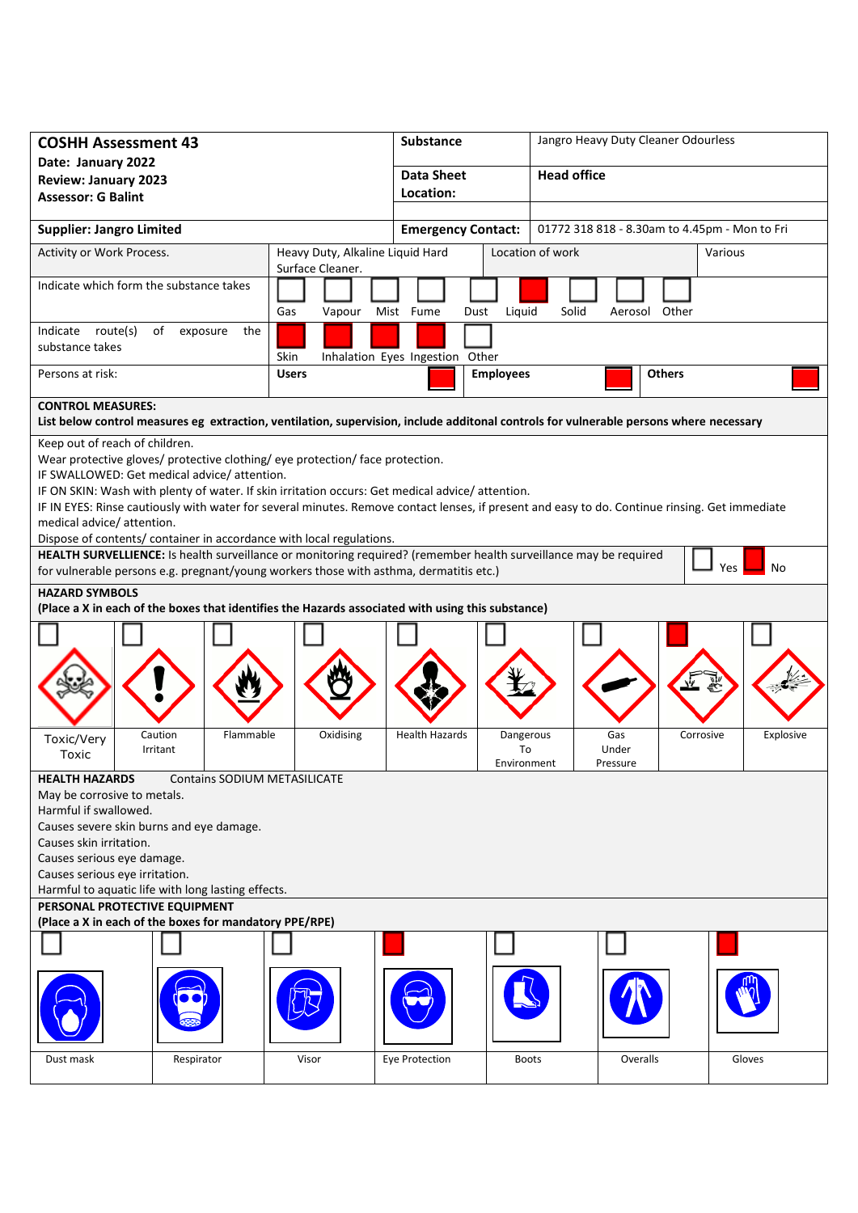| **COSHH Assessment 43**<br>**Date: January 2022**<br>**Review: January 2023**<br>**Assessor: G Balint** | **Substance** | Jangro Heavy Duty Cleaner Odourless |
|---|---|---|
| | **Data Sheet Location:** | **Head office** |
| **Supplier: Jangro Limited** | **Emergency Contact:** | 01772 318 818 - 8.30am to 4.45pm - Mon to Fri |

| Activity or Work Process. | Heavy Duty, Alkaline Liquid Hard Surface Cleaner. | Location of work | Various |
|---|---|---|---|

**Indicate which form the substance takes**

| Gas | Vapour | Mist | Fume | Dust | Liquid | Solid | Aerosol | Other |
|---|---|---|---|---|---|---|---|---|
| ☐ | ☐ | ☐ | ☐ | ☐ | ■ | ☐ | ☐ | ☐ |

**Indicate route(s) of exposure the substance takes**

| Skin | Inhalation | Eyes | Ingestion | Other |
|---|---|---|---|---|
| ■ | ■ | ■ | ■ | ☐ |

**Persons at risk:**

| Users | Employees | Others |
|---|---|---|
| ■ | ■ | ■ |

**CONTROL MEASURES:**
**List below control measures eg extraction, ventilation, supervision, include additonal controls for vulnerable persons where necessary**

Keep out of reach of children.
Wear protective gloves/ protective clothing/ eye protection/ face protection.
IF SWALLOWED: Get medical advice/ attention.
IF ON SKIN: Wash with plenty of water. If skin irritation occurs: Get medical advice/ attention.
IF IN EYES: Rinse cautiously with water for several minutes. Remove contact lenses, if present and easy to do. Continue rinsing. Get immediate medical advice/ attention.
Dispose of contents/ container in accordance with local regulations.

**HEALTH SURVELLIENCE:** Is health surveillance or monitoring required? (remember health surveillance may be required for vulnerable persons e.g. pregnant/young workers those with asthma, dermatitis etc.) ☐ Yes ■ No

**HAZARD SYMBOLS**
**(Place a X in each of the boxes that identifies the Hazards associated with using this substance)**

| Toxic/Very Toxic | Caution Irritant | Flammable | Oxidising | Health Hazards | Dangerous To Environment | Gas Under Pressure | Corrosive | Explosive |
|---|---|---|---|---|---|---|---|---|
| ☐ | ☐ | ☐ | ☐ | ☐ | ☐ | ☐ | ■ | ☐ |

**HEALTH HAZARDS** Contains SODIUM METASILICATE

May be corrosive to metals.
Harmful if swallowed.
Causes severe skin burns and eye damage.
Causes skin irritation.
Causes serious eye damage.
Causes serious eye irritation.
Harmful to aquatic life with long lasting effects.

**PERSONAL PROTECTIVE EQUIPMENT**
**(Place a X in each of the boxes for mandatory PPE/RPE)**

| Dust mask | Respirator | Visor | Eye Protection | Boots | Overalls | Gloves |
|---|---|---|---|---|---|---|
| ☐ | ☐ | ☐ | ■ | ☐ | ☐ | ■ |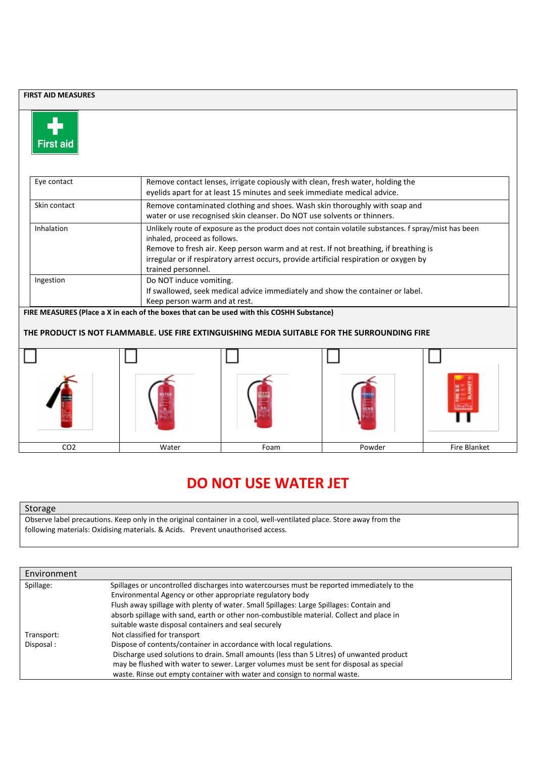## FIRST AID MEASURES

First aid

| | |
|---|---|
| Eye contact | Remove contact lenses, irrigate copiously with clean, fresh water, holding the eyelids apart for at least 15 minutes and seek immediate medical advice. |
| Skin contact | Remove contaminated clothing and shoes. Wash skin thoroughly with soap and water or use recognised skin cleanser. Do NOT use solvents or thinners. |
| Inhalation | Unlikely route of exposure as the product does not contain volatile substances. f spray/mist has been inhaled, proceed as follows.<br>Remove to fresh air. Keep person warm and at rest. If not breathing, if breathing is irregular or if respiratory arrest occurs, provide artificial respiration or oxygen by trained personnel. |
| Ingestion | Do NOT induce vomiting.<br>If swallowed, seek medical advice immediately and show the container or label.<br>Keep person warm and at rest. |

## FIRE MEASURES (Place a X in each of the boxes that can be used with this COSHH Substance)

**THE PRODUCT IS NOT FLAMMABLE. USE FIRE EXTINGUISHING MEDIA SUITABLE FOR THE SURROUNDING FIRE**

| ☐ | ☐ | ☐ | ☐ | ☐ |
|---|---|---|---|---|
| CO2 | Water | Foam | Powder | Fire Blanket |

# DO NOT USE WATER JET

## Storage

Observe label precautions. Keep only in the original container in a cool, well-ventilated place. Store away from the following materials: Oxidising materials. & Acids. Prevent unauthorised access.

## Environment

| | |
|---|---|
| Spillage: | Spillages or uncontrolled discharges into watercourses must be reported immediately to the Environmental Agency or other appropriate regulatory body<br>Flush away spillage with plenty of water. Small Spillages: Large Spillages: Contain and absorb spillage with sand, earth or other non-combustible material. Collect and place in suitable waste disposal containers and seal securely |
| Transport: | Not classified for transport |
| Disposal : | Dispose of contents/container in accordance with local regulations.<br>Discharge used solutions to drain. Small amounts (less than 5 Litres) of unwanted product may be flushed with water to sewer. Larger volumes must be sent for disposal as special waste. Rinse out empty container with water and consign to normal waste. |